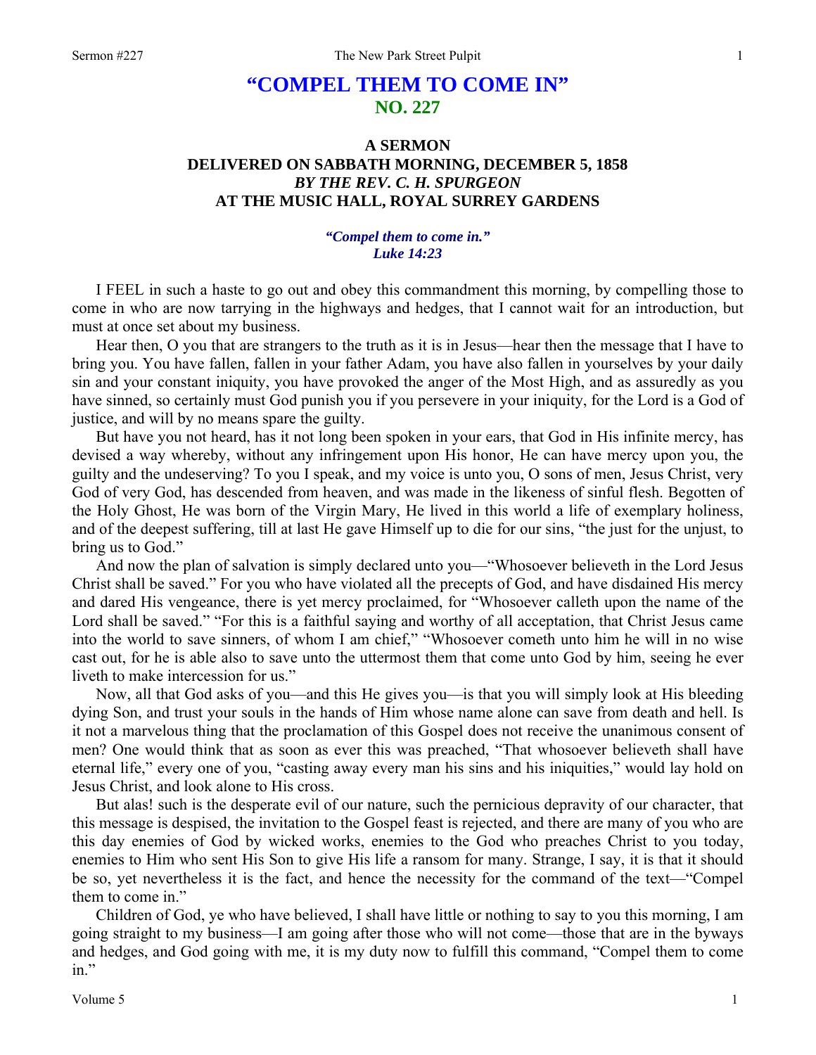# "COMPEL THEM TO COME IN"
## NO. 227

### A SERMON
### DELIVERED ON SABBATH MORNING, DECEMBER 5, 1858
### *BY THE REV. C. H. SPURGEON*
### AT THE MUSIC HALL, ROYAL SURREY GARDENS

***"Compel them to come in." Luke 14:23***

I FEEL in such a haste to go out and obey this commandment this morning, by compelling those to come in who are now tarrying in the highways and hedges, that I cannot wait for an introduction, but must at once set about my business.

Hear then, O you that are strangers to the truth as it is in Jesus—hear then the message that I have to bring you. You have fallen, fallen in your father Adam, you have also fallen in yourselves by your daily sin and your constant iniquity, you have provoked the anger of the Most High, and as assuredly as you have sinned, so certainly must God punish you if you persevere in your iniquity, for the Lord is a God of justice, and will by no means spare the guilty.

But have you not heard, has it not long been spoken in your ears, that God in His infinite mercy, has devised a way whereby, without any infringement upon His honor, He can have mercy upon you, the guilty and the undeserving? To you I speak, and my voice is unto you, O sons of men, Jesus Christ, very God of very God, has descended from heaven, and was made in the likeness of sinful flesh. Begotten of the Holy Ghost, He was born of the Virgin Mary, He lived in this world a life of exemplary holiness, and of the deepest suffering, till at last He gave Himself up to die for our sins, "the just for the unjust, to bring us to God."

And now the plan of salvation is simply declared unto you—"Whosoever believeth in the Lord Jesus Christ shall be saved." For you who have violated all the precepts of God, and have disdained His mercy and dared His vengeance, there is yet mercy proclaimed, for "Whosoever calleth upon the name of the Lord shall be saved." "For this is a faithful saying and worthy of all acceptation, that Christ Jesus came into the world to save sinners, of whom I am chief," "Whosoever cometh unto him he will in no wise cast out, for he is able also to save unto the uttermost them that come unto God by him, seeing he ever liveth to make intercession for us."

Now, all that God asks of you—and this He gives you—is that you will simply look at His bleeding dying Son, and trust your souls in the hands of Him whose name alone can save from death and hell. Is it not a marvelous thing that the proclamation of this Gospel does not receive the unanimous consent of men? One would think that as soon as ever this was preached, "That whosoever believeth shall have eternal life," every one of you, "casting away every man his sins and his iniquities," would lay hold on Jesus Christ, and look alone to His cross.

But alas! such is the desperate evil of our nature, such the pernicious depravity of our character, that this message is despised, the invitation to the Gospel feast is rejected, and there are many of you who are this day enemies of God by wicked works, enemies to the God who preaches Christ to you today, enemies to Him who sent His Son to give His life a ransom for many. Strange, I say, it is that it should be so, yet nevertheless it is the fact, and hence the necessity for the command of the text—"Compel them to come in."

Children of God, ye who have believed, I shall have little or nothing to say to you this morning, I am going straight to my business—I am going after those who will not come—those that are in the byways and hedges, and God going with me, it is my duty now to fulfill this command, "Compel them to come in."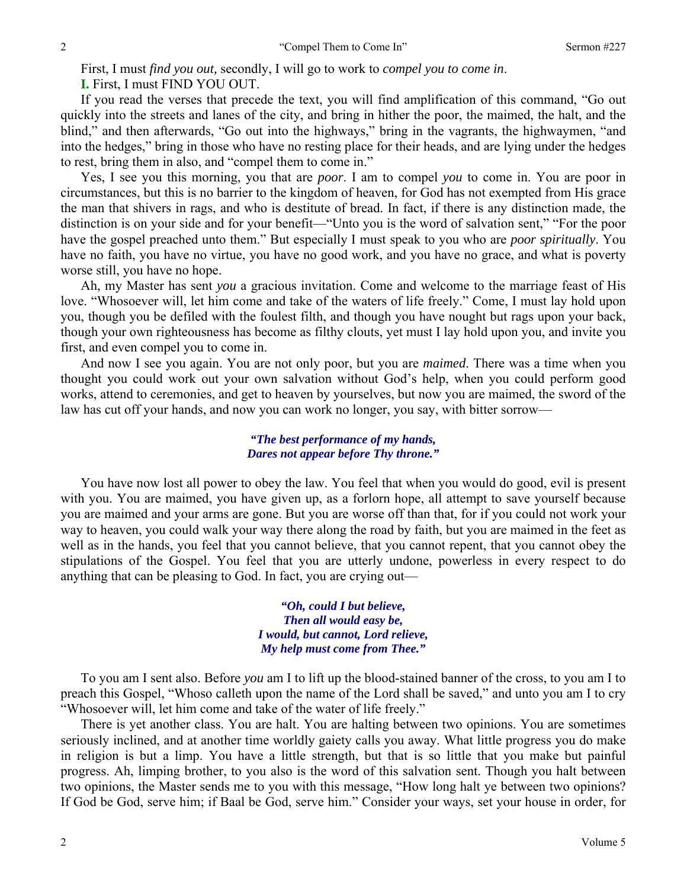First, I must *find you out,* secondly, I will go to work to *compel you to come in*.

**I.** First, I must FIND YOU OUT.

If you read the verses that precede the text, you will find amplification of this command, "Go out quickly into the streets and lanes of the city, and bring in hither the poor, the maimed, the halt, and the blind," and then afterwards, "Go out into the highways," bring in the vagrants, the highwaymen, "and into the hedges," bring in those who have no resting place for their heads, and are lying under the hedges to rest, bring them in also, and "compel them to come in."

Yes, I see you this morning, you that are *poor*. I am to compel *you* to come in. You are poor in circumstances, but this is no barrier to the kingdom of heaven, for God has not exempted from His grace the man that shivers in rags, and who is destitute of bread. In fact, if there is any distinction made, the distinction is on your side and for your benefit—"Unto you is the word of salvation sent," "For the poor have the gospel preached unto them." But especially I must speak to you who are *poor spiritually*. You have no faith, you have no virtue, you have no good work, and you have no grace, and what is poverty worse still, you have no hope.

Ah, my Master has sent *you* a gracious invitation. Come and welcome to the marriage feast of His love. "Whosoever will, let him come and take of the waters of life freely." Come, I must lay hold upon you, though you be defiled with the foulest filth, and though you have nought but rags upon your back, though your own righteousness has become as filthy clouts, yet must I lay hold upon you, and invite you first, and even compel you to come in.

And now I see you again. You are not only poor, but you are *maimed*. There was a time when you thought you could work out your own salvation without God's help, when you could perform good works, attend to ceremonies, and get to heaven by yourselves, but now you are maimed, the sword of the law has cut off your hands, and now you can work no longer, you say, with bitter sorrow—

> ***"The best performance of my hands,***
> ***Dares not appear before Thy throne."***

You have now lost all power to obey the law. You feel that when you would do good, evil is present with you. You are maimed, you have given up, as a forlorn hope, all attempt to save yourself because you are maimed and your arms are gone. But you are worse off than that, for if you could not work your way to heaven, you could walk your way there along the road by faith, but you are maimed in the feet as well as in the hands, you feel that you cannot believe, that you cannot repent, that you cannot obey the stipulations of the Gospel. You feel that you are utterly undone, powerless in every respect to do anything that can be pleasing to God. In fact, you are crying out—

> ***"Oh, could I but believe,***
> ***Then all would easy be,***
> ***I would, but cannot, Lord relieve,***
> ***My help must come from Thee."***

To you am I sent also. Before *you* am I to lift up the blood-stained banner of the cross, to you am I to preach this Gospel, "Whoso calleth upon the name of the Lord shall be saved," and unto you am I to cry "Whosoever will, let him come and take of the water of life freely."

There is yet another class. You are halt. You are halting between two opinions. You are sometimes seriously inclined, and at another time worldly gaiety calls you away. What little progress you do make in religion is but a limp. You have a little strength, but that is so little that you make but painful progress. Ah, limping brother, to you also is the word of this salvation sent. Though you halt between two opinions, the Master sends me to you with this message, "How long halt ye between two opinions? If God be God, serve him; if Baal be God, serve him." Consider your ways, set your house in order, for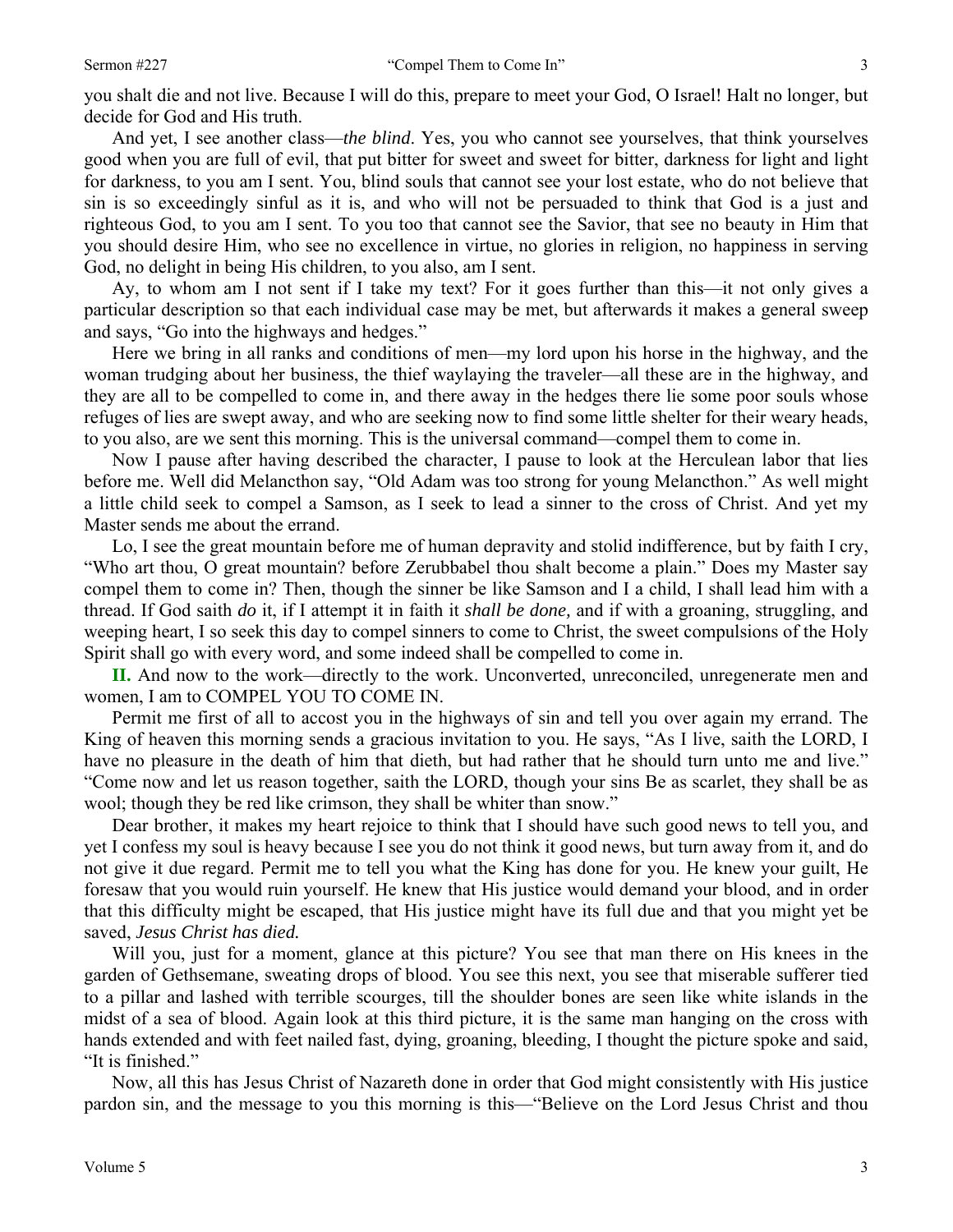you shalt die and not live. Because I will do this, prepare to meet your God, O Israel! Halt no longer, but decide for God and His truth.

And yet, I see another class—*the blind*. Yes, you who cannot see yourselves, that think yourselves good when you are full of evil, that put bitter for sweet and sweet for bitter, darkness for light and light for darkness, to you am I sent. You, blind souls that cannot see your lost estate, who do not believe that sin is so exceedingly sinful as it is, and who will not be persuaded to think that God is a just and righteous God, to you am I sent. To you too that cannot see the Savior, that see no beauty in Him that you should desire Him, who see no excellence in virtue, no glories in religion, no happiness in serving God, no delight in being His children, to you also, am I sent.

Ay, to whom am I not sent if I take my text? For it goes further than this—it not only gives a particular description so that each individual case may be met, but afterwards it makes a general sweep and says, "Go into the highways and hedges."

Here we bring in all ranks and conditions of men—my lord upon his horse in the highway, and the woman trudging about her business, the thief waylaying the traveler—all these are in the highway, and they are all to be compelled to come in, and there away in the hedges there lie some poor souls whose refuges of lies are swept away, and who are seeking now to find some little shelter for their weary heads, to you also, are we sent this morning. This is the universal command—compel them to come in.

Now I pause after having described the character, I pause to look at the Herculean labor that lies before me. Well did Melancthon say, "Old Adam was too strong for young Melancthon." As well might a little child seek to compel a Samson, as I seek to lead a sinner to the cross of Christ. And yet my Master sends me about the errand.

Lo, I see the great mountain before me of human depravity and stolid indifference, but by faith I cry, "Who art thou, O great mountain? before Zerubbabel thou shalt become a plain." Does my Master say compel them to come in? Then, though the sinner be like Samson and I a child, I shall lead him with a thread. If God saith *do* it, if I attempt it in faith it *shall be done,* and if with a groaning, struggling, and weeping heart, I so seek this day to compel sinners to come to Christ, the sweet compulsions of the Holy Spirit shall go with every word, and some indeed shall be compelled to come in.

**II.** And now to the work—directly to the work. Unconverted, unreconciled, unregenerate men and women, I am to COMPEL YOU TO COME IN.

Permit me first of all to accost you in the highways of sin and tell you over again my errand. The King of heaven this morning sends a gracious invitation to you. He says, "As I live, saith the LORD, I have no pleasure in the death of him that dieth, but had rather that he should turn unto me and live." "Come now and let us reason together, saith the LORD, though your sins Be as scarlet, they shall be as wool; though they be red like crimson, they shall be whiter than snow."

Dear brother, it makes my heart rejoice to think that I should have such good news to tell you, and yet I confess my soul is heavy because I see you do not think it good news, but turn away from it, and do not give it due regard. Permit me to tell you what the King has done for you. He knew your guilt, He foresaw that you would ruin yourself. He knew that His justice would demand your blood, and in order that this difficulty might be escaped, that His justice might have its full due and that you might yet be saved, *Jesus Christ has died.*

Will you, just for a moment, glance at this picture? You see that man there on His knees in the garden of Gethsemane, sweating drops of blood. You see this next, you see that miserable sufferer tied to a pillar and lashed with terrible scourges, till the shoulder bones are seen like white islands in the midst of a sea of blood. Again look at this third picture, it is the same man hanging on the cross with hands extended and with feet nailed fast, dying, groaning, bleeding, I thought the picture spoke and said, "It is finished."

Now, all this has Jesus Christ of Nazareth done in order that God might consistently with His justice pardon sin, and the message to you this morning is this—"Believe on the Lord Jesus Christ and thou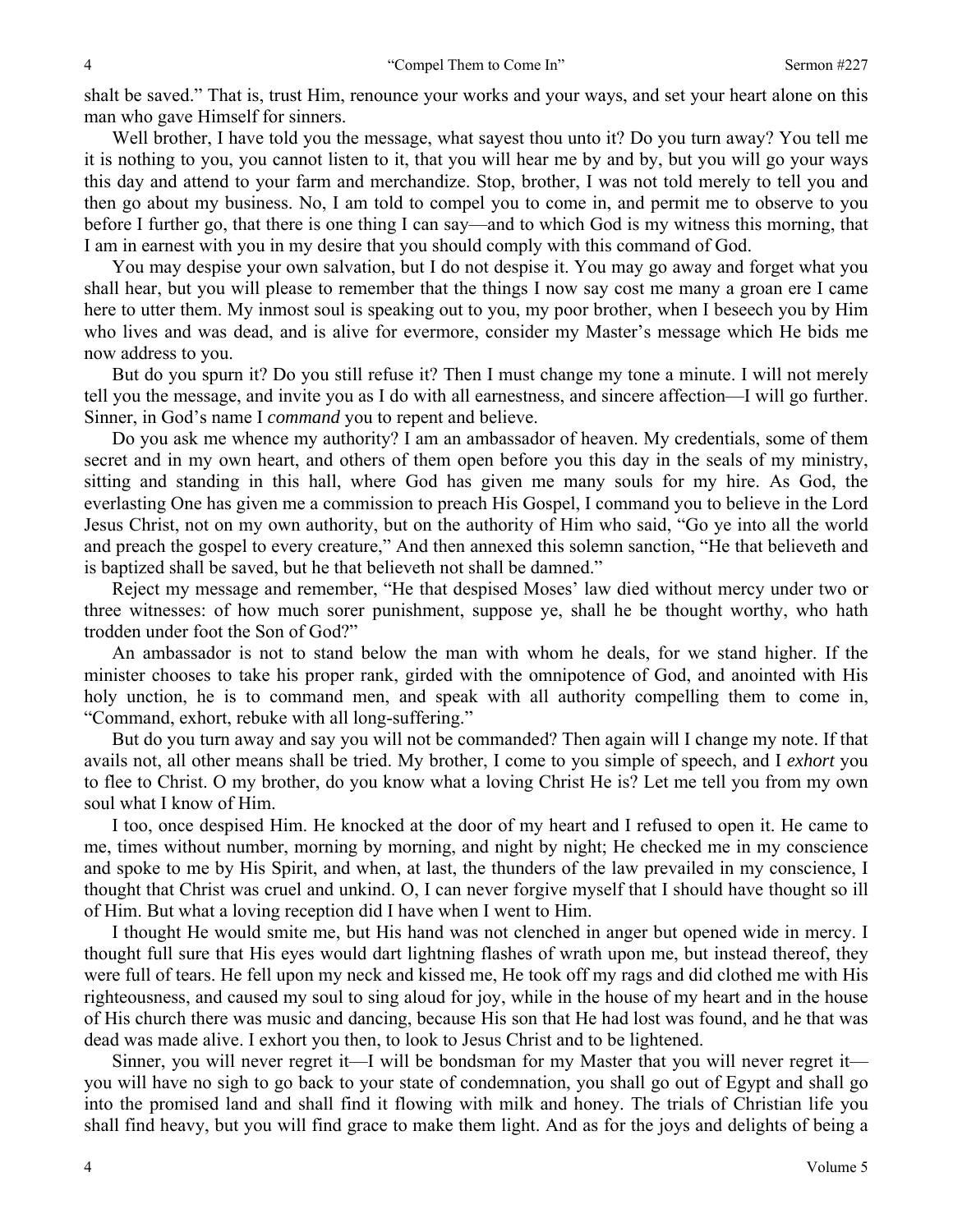shalt be saved." That is, trust Him, renounce your works and your ways, and set your heart alone on this man who gave Himself for sinners.

Well brother, I have told you the message, what sayest thou unto it? Do you turn away? You tell me it is nothing to you, you cannot listen to it, that you will hear me by and by, but you will go your ways this day and attend to your farm and merchandize. Stop, brother, I was not told merely to tell you and then go about my business. No, I am told to compel you to come in, and permit me to observe to you before I further go, that there is one thing I can say—and to which God is my witness this morning, that I am in earnest with you in my desire that you should comply with this command of God.

You may despise your own salvation, but I do not despise it. You may go away and forget what you shall hear, but you will please to remember that the things I now say cost me many a groan ere I came here to utter them. My inmost soul is speaking out to you, my poor brother, when I beseech you by Him who lives and was dead, and is alive for evermore, consider my Master's message which He bids me now address to you.

But do you spurn it? Do you still refuse it? Then I must change my tone a minute. I will not merely tell you the message, and invite you as I do with all earnestness, and sincere affection—I will go further. Sinner, in God's name I *command* you to repent and believe.

Do you ask me whence my authority? I am an ambassador of heaven. My credentials, some of them secret and in my own heart, and others of them open before you this day in the seals of my ministry, sitting and standing in this hall, where God has given me many souls for my hire. As God, the everlasting One has given me a commission to preach His Gospel, I command you to believe in the Lord Jesus Christ, not on my own authority, but on the authority of Him who said, "Go ye into all the world and preach the gospel to every creature," And then annexed this solemn sanction, "He that believeth and is baptized shall be saved, but he that believeth not shall be damned."

Reject my message and remember, "He that despised Moses' law died without mercy under two or three witnesses: of how much sorer punishment, suppose ye, shall he be thought worthy, who hath trodden under foot the Son of God?"

An ambassador is not to stand below the man with whom he deals, for we stand higher. If the minister chooses to take his proper rank, girded with the omnipotence of God, and anointed with His holy unction, he is to command men, and speak with all authority compelling them to come in, "Command, exhort, rebuke with all long-suffering."

But do you turn away and say you will not be commanded? Then again will I change my note. If that avails not, all other means shall be tried. My brother, I come to you simple of speech, and I *exhort* you to flee to Christ. O my brother, do you know what a loving Christ He is? Let me tell you from my own soul what I know of Him.

I too, once despised Him. He knocked at the door of my heart and I refused to open it. He came to me, times without number, morning by morning, and night by night; He checked me in my conscience and spoke to me by His Spirit, and when, at last, the thunders of the law prevailed in my conscience, I thought that Christ was cruel and unkind. O, I can never forgive myself that I should have thought so ill of Him. But what a loving reception did I have when I went to Him.

I thought He would smite me, but His hand was not clenched in anger but opened wide in mercy. I thought full sure that His eyes would dart lightning flashes of wrath upon me, but instead thereof, they were full of tears. He fell upon my neck and kissed me, He took off my rags and did clothed me with His righteousness, and caused my soul to sing aloud for joy, while in the house of my heart and in the house of His church there was music and dancing, because His son that He had lost was found, and he that was dead was made alive. I exhort you then, to look to Jesus Christ and to be lightened.

Sinner, you will never regret it—I will be bondsman for my Master that you will never regret it—you will have no sigh to go back to your state of condemnation, you shall go out of Egypt and shall go into the promised land and shall find it flowing with milk and honey. The trials of Christian life you shall find heavy, but you will find grace to make them light. And as for the joys and delights of being a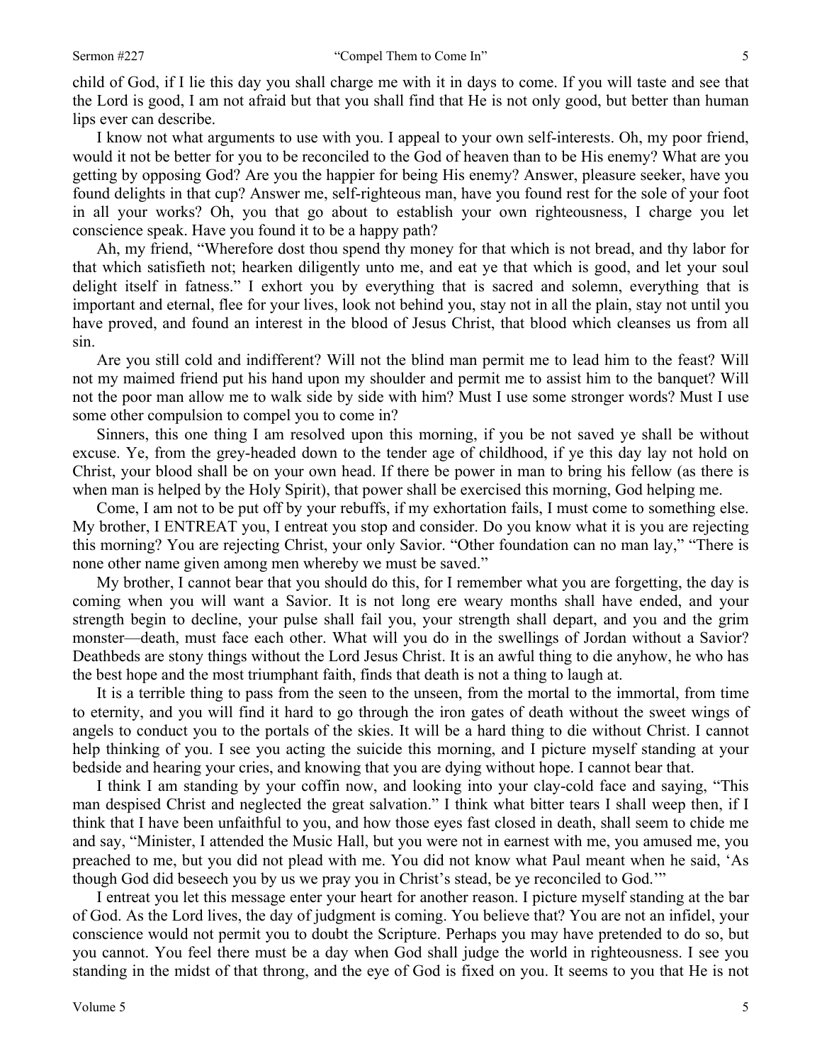child of God, if I lie this day you shall charge me with it in days to come. If you will taste and see that the Lord is good, I am not afraid but that you shall find that He is not only good, but better than human lips ever can describe.

I know not what arguments to use with you. I appeal to your own self-interests. Oh, my poor friend, would it not be better for you to be reconciled to the God of heaven than to be His enemy? What are you getting by opposing God? Are you the happier for being His enemy? Answer, pleasure seeker, have you found delights in that cup? Answer me, self-righteous man, have you found rest for the sole of your foot in all your works? Oh, you that go about to establish your own righteousness, I charge you let conscience speak. Have you found it to be a happy path?

Ah, my friend, "Wherefore dost thou spend thy money for that which is not bread, and thy labor for that which satisfieth not; hearken diligently unto me, and eat ye that which is good, and let your soul delight itself in fatness." I exhort you by everything that is sacred and solemn, everything that is important and eternal, flee for your lives, look not behind you, stay not in all the plain, stay not until you have proved, and found an interest in the blood of Jesus Christ, that blood which cleanses us from all sin.

Are you still cold and indifferent? Will not the blind man permit me to lead him to the feast? Will not my maimed friend put his hand upon my shoulder and permit me to assist him to the banquet? Will not the poor man allow me to walk side by side with him? Must I use some stronger words? Must I use some other compulsion to compel you to come in?

Sinners, this one thing I am resolved upon this morning, if you be not saved ye shall be without excuse. Ye, from the grey-headed down to the tender age of childhood, if ye this day lay not hold on Christ, your blood shall be on your own head. If there be power in man to bring his fellow (as there is when man is helped by the Holy Spirit), that power shall be exercised this morning, God helping me.

Come, I am not to be put off by your rebuffs, if my exhortation fails, I must come to something else. My brother, I ENTREAT you, I entreat you stop and consider. Do you know what it is you are rejecting this morning? You are rejecting Christ, your only Savior. "Other foundation can no man lay," "There is none other name given among men whereby we must be saved."

My brother, I cannot bear that you should do this, for I remember what you are forgetting, the day is coming when you will want a Savior. It is not long ere weary months shall have ended, and your strength begin to decline, your pulse shall fail you, your strength shall depart, and you and the grim monster—death, must face each other. What will you do in the swellings of Jordan without a Savior? Deathbeds are stony things without the Lord Jesus Christ. It is an awful thing to die anyhow, he who has the best hope and the most triumphant faith, finds that death is not a thing to laugh at.

It is a terrible thing to pass from the seen to the unseen, from the mortal to the immortal, from time to eternity, and you will find it hard to go through the iron gates of death without the sweet wings of angels to conduct you to the portals of the skies. It will be a hard thing to die without Christ. I cannot help thinking of you. I see you acting the suicide this morning, and I picture myself standing at your bedside and hearing your cries, and knowing that you are dying without hope. I cannot bear that.

I think I am standing by your coffin now, and looking into your clay-cold face and saying, "This man despised Christ and neglected the great salvation." I think what bitter tears I shall weep then, if I think that I have been unfaithful to you, and how those eyes fast closed in death, shall seem to chide me and say, "Minister, I attended the Music Hall, but you were not in earnest with me, you amused me, you preached to me, but you did not plead with me. You did not know what Paul meant when he said, 'As though God did beseech you by us we pray you in Christ's stead, be ye reconciled to God.'"

I entreat you let this message enter your heart for another reason. I picture myself standing at the bar of God. As the Lord lives, the day of judgment is coming. You believe that? You are not an infidel, your conscience would not permit you to doubt the Scripture. Perhaps you may have pretended to do so, but you cannot. You feel there must be a day when God shall judge the world in righteousness. I see you standing in the midst of that throng, and the eye of God is fixed on you. It seems to you that He is not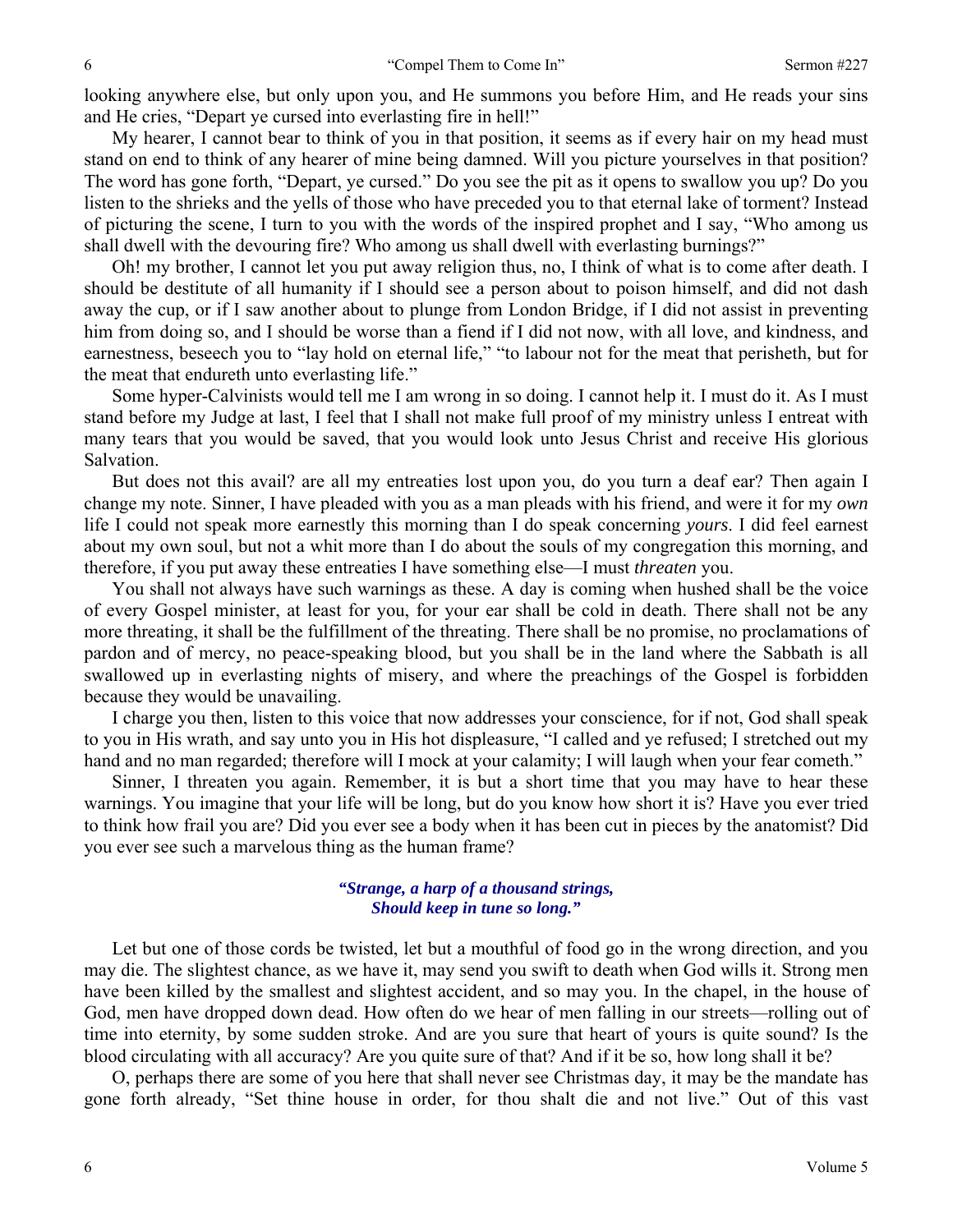looking anywhere else, but only upon you, and He summons you before Him, and He reads your sins and He cries, "Depart ye cursed into everlasting fire in hell!"

My hearer, I cannot bear to think of you in that position, it seems as if every hair on my head must stand on end to think of any hearer of mine being damned. Will you picture yourselves in that position? The word has gone forth, "Depart, ye cursed." Do you see the pit as it opens to swallow you up? Do you listen to the shrieks and the yells of those who have preceded you to that eternal lake of torment? Instead of picturing the scene, I turn to you with the words of the inspired prophet and I say, "Who among us shall dwell with the devouring fire? Who among us shall dwell with everlasting burnings?"

Oh! my brother, I cannot let you put away religion thus, no, I think of what is to come after death. I should be destitute of all humanity if I should see a person about to poison himself, and did not dash away the cup, or if I saw another about to plunge from London Bridge, if I did not assist in preventing him from doing so, and I should be worse than a fiend if I did not now, with all love, and kindness, and earnestness, beseech you to "lay hold on eternal life," "to labour not for the meat that perisheth, but for the meat that endureth unto everlasting life."

Some hyper-Calvinists would tell me I am wrong in so doing. I cannot help it. I must do it. As I must stand before my Judge at last, I feel that I shall not make full proof of my ministry unless I entreat with many tears that you would be saved, that you would look unto Jesus Christ and receive His glorious Salvation.

But does not this avail? are all my entreaties lost upon you, do you turn a deaf ear? Then again I change my note. Sinner, I have pleaded with you as a man pleads with his friend, and were it for my *own* life I could not speak more earnestly this morning than I do speak concerning *yours*. I did feel earnest about my own soul, but not a whit more than I do about the souls of my congregation this morning, and therefore, if you put away these entreaties I have something else—I must *threaten* you.

You shall not always have such warnings as these. A day is coming when hushed shall be the voice of every Gospel minister, at least for you, for your ear shall be cold in death. There shall not be any more threating, it shall be the fulfillment of the threating. There shall be no promise, no proclamations of pardon and of mercy, no peace-speaking blood, but you shall be in the land where the Sabbath is all swallowed up in everlasting nights of misery, and where the preachings of the Gospel is forbidden because they would be unavailing.

I charge you then, listen to this voice that now addresses your conscience, for if not, God shall speak to you in His wrath, and say unto you in His hot displeasure, "I called and ye refused; I stretched out my hand and no man regarded; therefore will I mock at your calamity; I will laugh when your fear cometh."

Sinner, I threaten you again. Remember, it is but a short time that you may have to hear these warnings. You imagine that your life will be long, but do you know how short it is? Have you ever tried to think how frail you are? Did you ever see a body when it has been cut in pieces by the anatomist? Did you ever see such a marvelous thing as the human frame?

> ***"Strange, a harp of a thousand strings,***
> ***Should keep in tune so long."***

Let but one of those cords be twisted, let but a mouthful of food go in the wrong direction, and you may die. The slightest chance, as we have it, may send you swift to death when God wills it. Strong men have been killed by the smallest and slightest accident, and so may you. In the chapel, in the house of God, men have dropped down dead. How often do we hear of men falling in our streets—rolling out of time into eternity, by some sudden stroke. And are you sure that heart of yours is quite sound? Is the blood circulating with all accuracy? Are you quite sure of that? And if it be so, how long shall it be?

O, perhaps there are some of you here that shall never see Christmas day, it may be the mandate has gone forth already, "Set thine house in order, for thou shalt die and not live." Out of this vast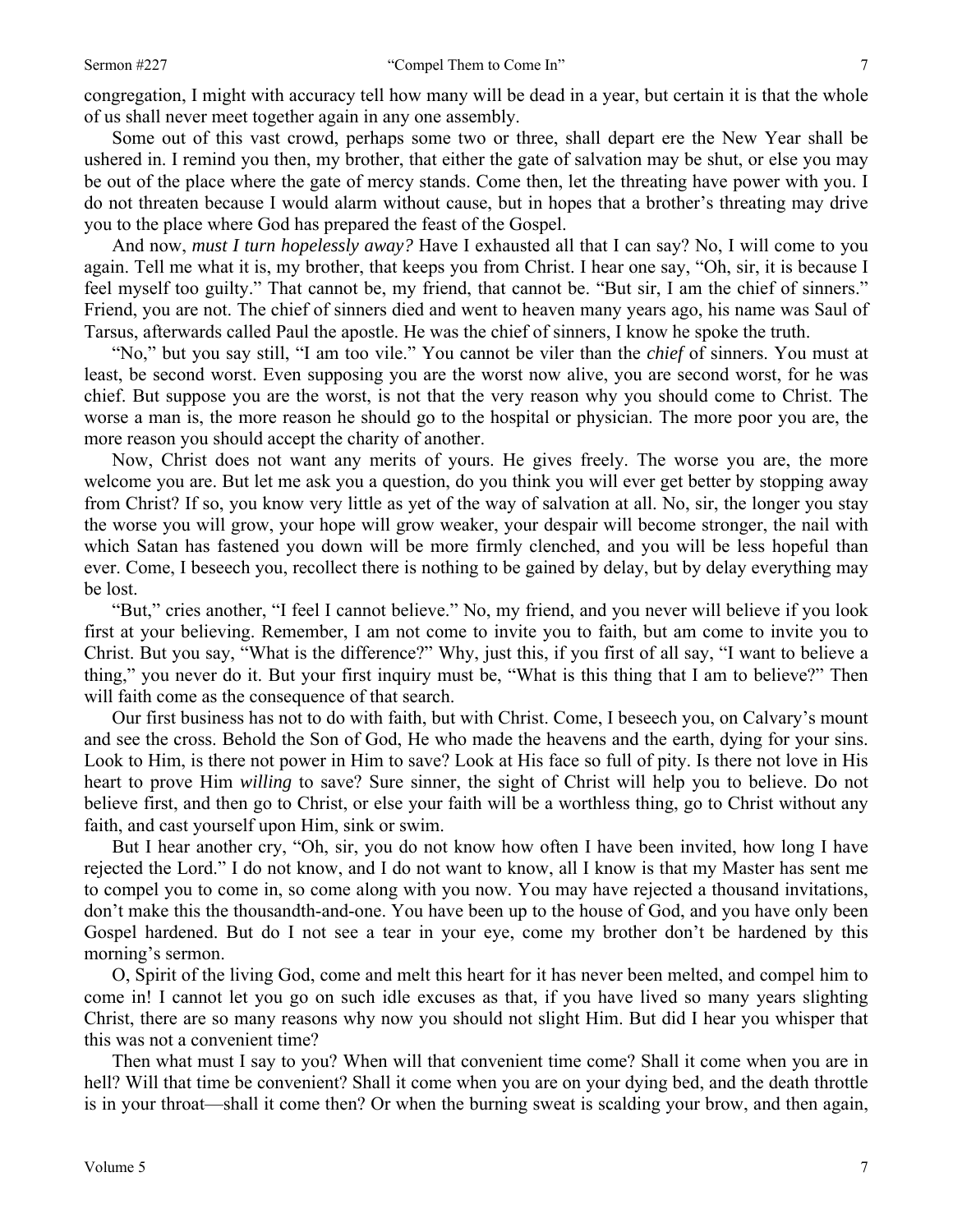congregation, I might with accuracy tell how many will be dead in a year, but certain it is that the whole of us shall never meet together again in any one assembly.

Some out of this vast crowd, perhaps some two or three, shall depart ere the New Year shall be ushered in. I remind you then, my brother, that either the gate of salvation may be shut, or else you may be out of the place where the gate of mercy stands. Come then, let the threating have power with you. I do not threaten because I would alarm without cause, but in hopes that a brother's threating may drive you to the place where God has prepared the feast of the Gospel.

And now, *must I turn hopelessly away?* Have I exhausted all that I can say? No, I will come to you again. Tell me what it is, my brother, that keeps you from Christ. I hear one say, "Oh, sir, it is because I feel myself too guilty." That cannot be, my friend, that cannot be. "But sir, I am the chief of sinners." Friend, you are not. The chief of sinners died and went to heaven many years ago, his name was Saul of Tarsus, afterwards called Paul the apostle. He was the chief of sinners, I know he spoke the truth.

"No," but you say still, "I am too vile." You cannot be viler than the *chief* of sinners. You must at least, be second worst. Even supposing you are the worst now alive, you are second worst, for he was chief. But suppose you are the worst, is not that the very reason why you should come to Christ. The worse a man is, the more reason he should go to the hospital or physician. The more poor you are, the more reason you should accept the charity of another.

Now, Christ does not want any merits of yours. He gives freely. The worse you are, the more welcome you are. But let me ask you a question, do you think you will ever get better by stopping away from Christ? If so, you know very little as yet of the way of salvation at all. No, sir, the longer you stay the worse you will grow, your hope will grow weaker, your despair will become stronger, the nail with which Satan has fastened you down will be more firmly clenched, and you will be less hopeful than ever. Come, I beseech you, recollect there is nothing to be gained by delay, but by delay everything may be lost.

"But," cries another, "I feel I cannot believe." No, my friend, and you never will believe if you look first at your believing. Remember, I am not come to invite you to faith, but am come to invite you to Christ. But you say, "What is the difference?" Why, just this, if you first of all say, "I want to believe a thing," you never do it. But your first inquiry must be, "What is this thing that I am to believe?" Then will faith come as the consequence of that search.

Our first business has not to do with faith, but with Christ. Come, I beseech you, on Calvary's mount and see the cross. Behold the Son of God, He who made the heavens and the earth, dying for your sins. Look to Him, is there not power in Him to save? Look at His face so full of pity. Is there not love in His heart to prove Him *willing* to save? Sure sinner, the sight of Christ will help you to believe. Do not believe first, and then go to Christ, or else your faith will be a worthless thing, go to Christ without any faith, and cast yourself upon Him, sink or swim.

But I hear another cry, "Oh, sir, you do not know how often I have been invited, how long I have rejected the Lord." I do not know, and I do not want to know, all I know is that my Master has sent me to compel you to come in, so come along with you now. You may have rejected a thousand invitations, don't make this the thousandth-and-one. You have been up to the house of God, and you have only been Gospel hardened. But do I not see a tear in your eye, come my brother don't be hardened by this morning's sermon.

O, Spirit of the living God, come and melt this heart for it has never been melted, and compel him to come in! I cannot let you go on such idle excuses as that, if you have lived so many years slighting Christ, there are so many reasons why now you should not slight Him. But did I hear you whisper that this was not a convenient time?

Then what must I say to you? When will that convenient time come? Shall it come when you are in hell? Will that time be convenient? Shall it come when you are on your dying bed, and the death throttle is in your throat—shall it come then? Or when the burning sweat is scalding your brow, and then again,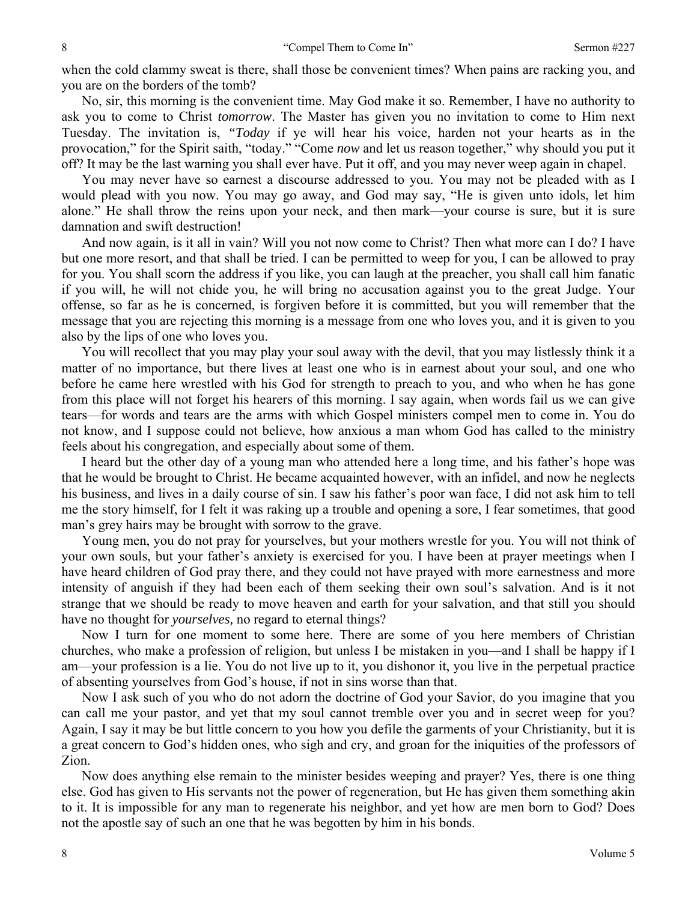when the cold clammy sweat is there, shall those be convenient times? When pains are racking you, and you are on the borders of the tomb?

No, sir, this morning is the convenient time. May God make it so. Remember, I have no authority to ask you to come to Christ *tomorrow*. The Master has given you no invitation to come to Him next Tuesday. The invitation is, *"Today* if ye will hear his voice, harden not your hearts as in the provocation," for the Spirit saith, "today." "Come *now* and let us reason together," why should you put it off? It may be the last warning you shall ever have. Put it off, and you may never weep again in chapel.

You may never have so earnest a discourse addressed to you. You may not be pleaded with as I would plead with you now. You may go away, and God may say, "He is given unto idols, let him alone." He shall throw the reins upon your neck, and then mark—your course is sure, but it is sure damnation and swift destruction!

And now again, is it all in vain? Will you not now come to Christ? Then what more can I do? I have but one more resort, and that shall be tried. I can be permitted to weep for you, I can be allowed to pray for you. You shall scorn the address if you like, you can laugh at the preacher, you shall call him fanatic if you will, he will not chide you, he will bring no accusation against you to the great Judge. Your offense, so far as he is concerned, is forgiven before it is committed, but you will remember that the message that you are rejecting this morning is a message from one who loves you, and it is given to you also by the lips of one who loves you.

You will recollect that you may play your soul away with the devil, that you may listlessly think it a matter of no importance, but there lives at least one who is in earnest about your soul, and one who before he came here wrestled with his God for strength to preach to you, and who when he has gone from this place will not forget his hearers of this morning. I say again, when words fail us we can give tears—for words and tears are the arms with which Gospel ministers compel men to come in. You do not know, and I suppose could not believe, how anxious a man whom God has called to the ministry feels about his congregation, and especially about some of them.

I heard but the other day of a young man who attended here a long time, and his father's hope was that he would be brought to Christ. He became acquainted however, with an infidel, and now he neglects his business, and lives in a daily course of sin. I saw his father's poor wan face, I did not ask him to tell me the story himself, for I felt it was raking up a trouble and opening a sore, I fear sometimes, that good man's grey hairs may be brought with sorrow to the grave.

Young men, you do not pray for yourselves, but your mothers wrestle for you. You will not think of your own souls, but your father's anxiety is exercised for you. I have been at prayer meetings when I have heard children of God pray there, and they could not have prayed with more earnestness and more intensity of anguish if they had been each of them seeking their own soul's salvation. And is it not strange that we should be ready to move heaven and earth for your salvation, and that still you should have no thought for *yourselves,* no regard to eternal things?

Now I turn for one moment to some here. There are some of you here members of Christian churches, who make a profession of religion, but unless I be mistaken in you—and I shall be happy if I am—your profession is a lie. You do not live up to it, you dishonor it, you live in the perpetual practice of absenting yourselves from God's house, if not in sins worse than that.

Now I ask such of you who do not adorn the doctrine of God your Savior, do you imagine that you can call me your pastor, and yet that my soul cannot tremble over you and in secret weep for you? Again, I say it may be but little concern to you how you defile the garments of your Christianity, but it is a great concern to God's hidden ones, who sigh and cry, and groan for the iniquities of the professors of Zion.

Now does anything else remain to the minister besides weeping and prayer? Yes, there is one thing else. God has given to His servants not the power of regeneration, but He has given them something akin to it. It is impossible for any man to regenerate his neighbor, and yet how are men born to God? Does not the apostle say of such an one that he was begotten by him in his bonds.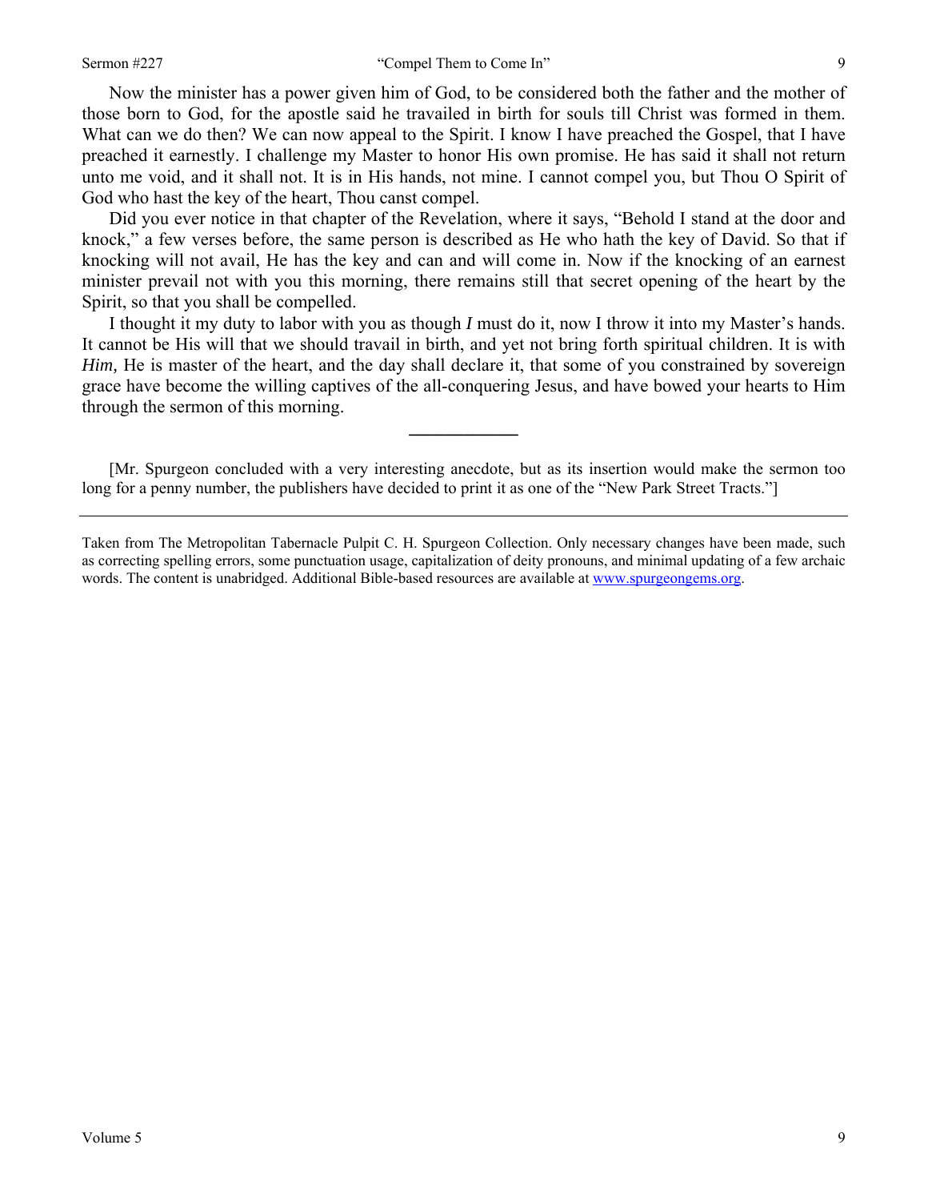Now the minister has a power given him of God, to be considered both the father and the mother of those born to God, for the apostle said he travailed in birth for souls till Christ was formed in them. What can we do then? We can now appeal to the Spirit. I know I have preached the Gospel, that I have preached it earnestly. I challenge my Master to honor His own promise. He has said it shall not return unto me void, and it shall not. It is in His hands, not mine. I cannot compel you, but Thou O Spirit of God who hast the key of the heart, Thou canst compel.

Did you ever notice in that chapter of the Revelation, where it says, "Behold I stand at the door and knock," a few verses before, the same person is described as He who hath the key of David. So that if knocking will not avail, He has the key and can and will come in. Now if the knocking of an earnest minister prevail not with you this morning, there remains still that secret opening of the heart by the Spirit, so that you shall be compelled.

I thought it my duty to labor with you as though *I* must do it, now I throw it into my Master's hands. It cannot be His will that we should travail in birth, and yet not bring forth spiritual children. It is with *Him,* He is master of the heart, and the day shall declare it, that some of you constrained by sovereign grace have become the willing captives of the all-conquering Jesus, and have bowed your hearts to Him through the sermon of this morning.

---

[Mr. Spurgeon concluded with a very interesting anecdote, but as its insertion would make the sermon too long for a penny number, the publishers have decided to print it as one of the "New Park Street Tracts."]

---

Taken from The Metropolitan Tabernacle Pulpit C. H. Spurgeon Collection. Only necessary changes have been made, such as correcting spelling errors, some punctuation usage, capitalization of deity pronouns, and minimal updating of a few archaic words. The content is unabridged. Additional Bible-based resources are available at www.spurgeongems.org.